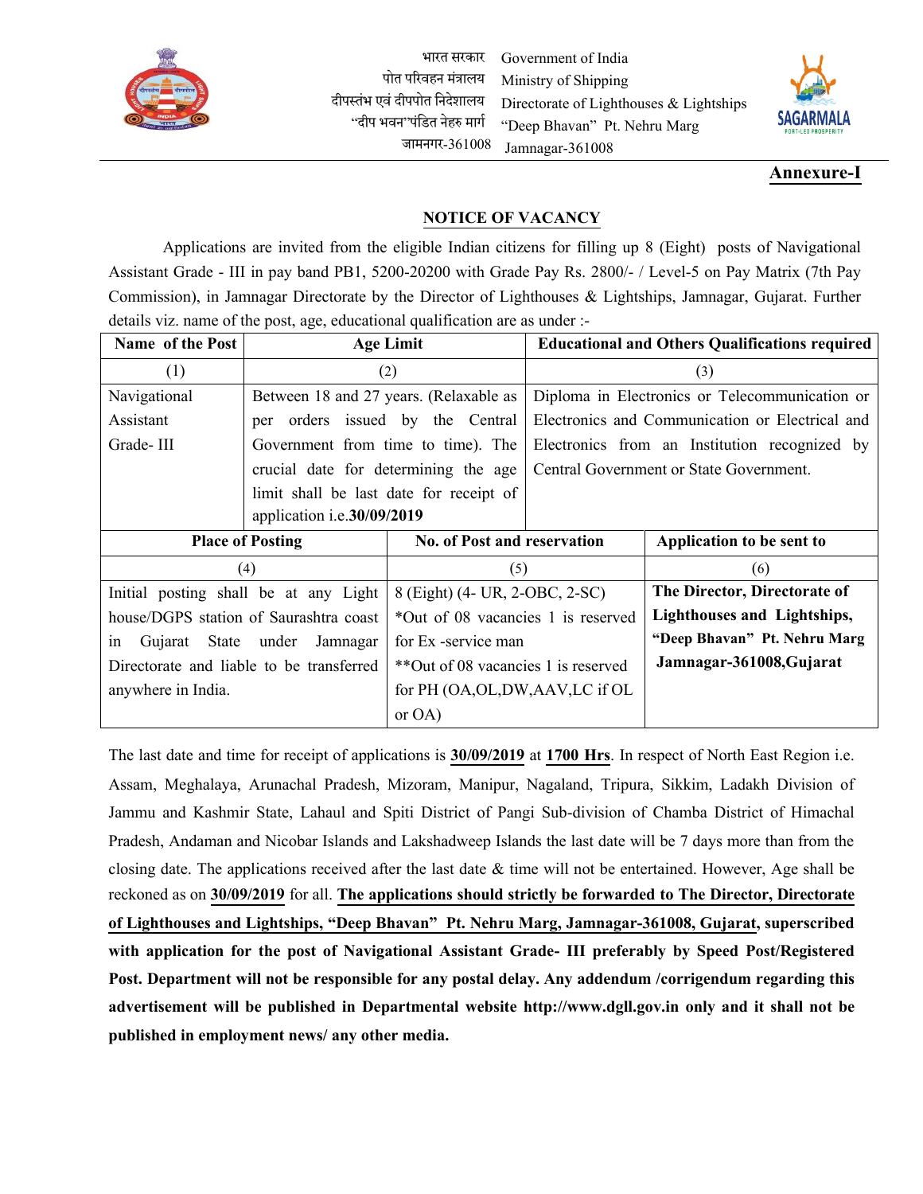भारत सरकार Government of India
पोत परिवहन मंत्रालय Ministry of Shipping
दीपस्तंभ एवं दीपपोत निदेशालय Directorate of Lighthouses & Lightships
"दीप भवन" पंडित नेहरु मार्ग "Deep Bhavan" Pt. Nehru Marg
जामनगर-361008 Jamnagar-361008

**Annexure-I**

## NOTICE OF VACANCY

Applications are invited from the eligible Indian citizens for filling up 8 (Eight) posts of Navigational Assistant Grade - III in pay band PB1, 5200-20200 with Grade Pay Rs. 2800/- / Level-5 on Pay Matrix (7th Pay Commission), in Jamnagar Directorate by the Director of Lighthouses & Lightships, Jamnagar, Gujarat. Further details viz. name of the post, age, educational qualification are as under :-

| Name of the Post | Age Limit | Educational and Others Qualifications required |
|---|---|---|
| (1) | (2) | (3) |
| Navigational Assistant Grade- III | Between 18 and 27 years. (Relaxable as per orders issued by the Central Government from time to time). The crucial date for determining the age limit shall be last date for receipt of application i.e.**30/09/2019** | Diploma in Electronics or Telecommunication or Electronics and Communication or Electrical and Electronics from an Institution recognized by Central Government or State Government. |

| Place of Posting | No. of Post and reservation | Application to be sent to |
|---|---|---|
| (4) | (5) | (6) |
| Initial posting shall be at any Light house/DGPS station of Saurashtra coast in Gujarat State under Jamnagar Directorate and liable to be transferred anywhere in India. | 8 (Eight) (4- UR, 2-OBC, 2-SC)<br>*Out of 08 vacancies 1 is reserved for Ex -service man<br>**Out of 08 vacancies 1 is reserved for PH (OA,OL,DW,AAV,LC if OL or OA) | **The Director, Directorate of Lighthouses and Lightships, "Deep Bhavan" Pt. Nehru Marg Jamnagar-361008,Gujarat** |

The last date and time for receipt of applications is **30/09/2019** at **1700 Hrs**. In respect of North East Region i.e. Assam, Meghalaya, Arunachal Pradesh, Mizoram, Manipur, Nagaland, Tripura, Sikkim, Ladakh Division of Jammu and Kashmir State, Lahaul and Spiti District of Pangi Sub-division of Chamba District of Himachal Pradesh, Andaman and Nicobar Islands and Lakshadweep Islands the last date will be 7 days more than from the closing date. The applications received after the last date & time will not be entertained. However, Age shall be reckoned as on **30/09/2019** for all. **The applications should strictly be forwarded to The Director, Directorate of Lighthouses and Lightships, "Deep Bhavan" Pt. Nehru Marg, Jamnagar-361008, Gujarat, superscribed with application for the post of Navigational Assistant Grade- III preferably by Speed Post/Registered Post. Department will not be responsible for any postal delay. Any addendum /corrigendum regarding this advertisement will be published in Departmental website http://www.dgll.gov.in only and it shall not be published in employment news/ any other media.**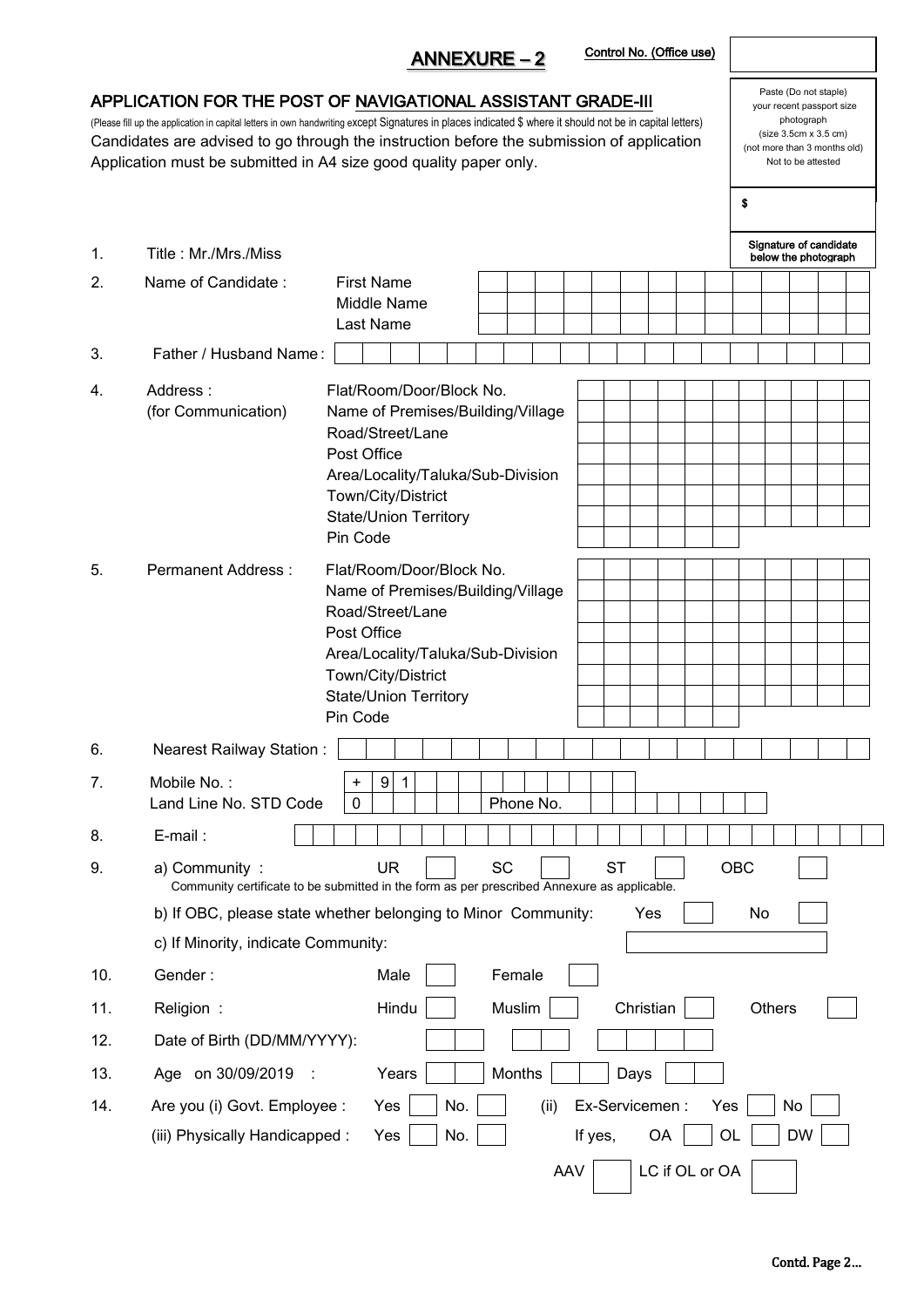## ANNEXURE – 2

Control No. (Office use)

### APPLICATION FOR THE POST OF NAVIGATIONAL ASSISTANT GRADE-III

(Please fill up the application in capital letters in own handwriting except Signatures in places indicated $ where it should not be in capital letters)

Candidates are advised to go through the instruction before the submission of application

Application must be submitted in A4 size good quality paper only.

Paste (Do not staple) your recent passport size photograph (size 3.5cm x 3.5 cm) (not more than 3 months old) Not to be attested

$

Signature of candidate below the photograph

1. Title : Mr./Mrs./Miss

2. Name of Candidate :
   - First Name
   - Middle Name
   - Last Name

3. Father / Husband Name :

4. Address : (for Communication)
   - Flat/Room/Door/Block No.
   - Name of Premises/Building/Village
   - Road/Street/Lane
   - Post Office
   - Area/Locality/Taluka/Sub-Division
   - Town/City/District
   - State/Union Territory
   - Pin Code

5. Permanent Address :
   - Flat/Room/Door/Block No.
   - Name of Premises/Building/Village
   - Road/Street/Lane
   - Post Office
   - Area/Locality/Taluka/Sub-Division
   - Town/City/District
   - State/Union Territory
   - Pin Code

6. Nearest Railway Station :

7. Mobile No. : + 9 1
   Land Line No. STD Code 0 Phone No.

8. E-mail :

9. a) Community : UR ☐ SC ☐ ST ☐ OBC ☐
   Community certificate to be submitted in the form as per prescribed Annexure as applicable.

   b) If OBC, please state whether belonging to Minor Community: Yes ☐ No ☐

   c) If Minority, indicate Community:

10. Gender : Male ☐ Female ☐

11. Religion : Hindu ☐ Muslim ☐ Christian ☐ Others ☐

12. Date of Birth (DD/MM/YYYY):

13. Age on 30/09/2019 : Years ☐ Months ☐ Days ☐

14. Are you (i) Govt. Employee : Yes ☐ No. ☐ (ii) Ex-Servicemen : Yes ☐ No ☐

    (iii) Physically Handicapped : Yes ☐ No. ☐ If yes, OA ☐ OL ☐ DW ☐

    AAV ☐ LC if OL or OA ☐

Contd. Page 2...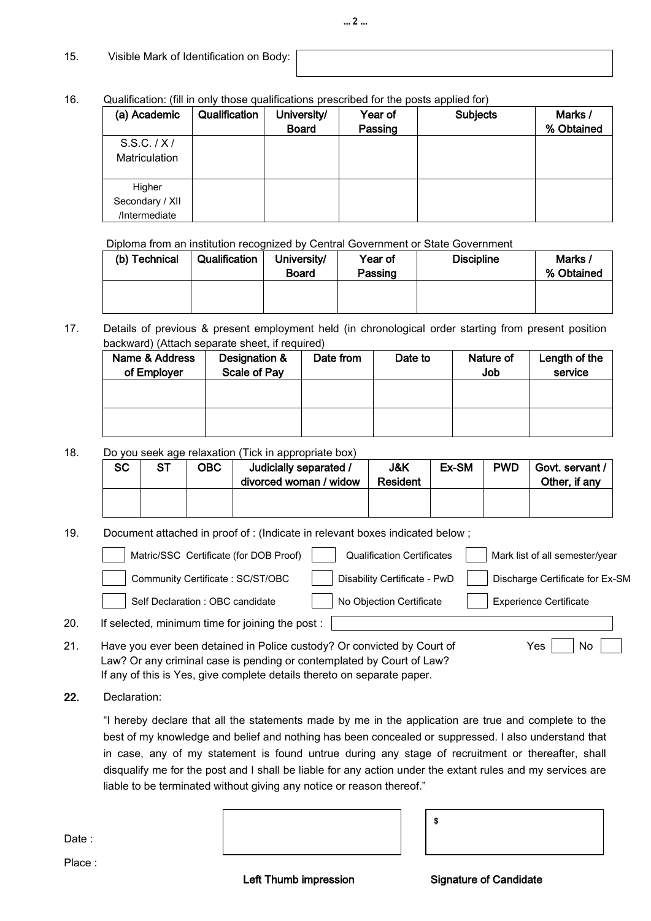15. Visible Mark of Identification on Body:

16. Qualification: (fill in only those qualifications prescribed for the posts applied for)

| (a) Academic | Qualification | University/ Board | Year of Passing | Subjects | Marks / % Obtained |
|---|---|---|---|---|---|
| S.S.C. / X / Matriculation | | | | | |
| Higher Secondary / XII /Intermediate | | | | | |

Diploma from an institution recognized by Central Government or State Government

| (b) Technical | Qualification | University/ Board | Year of Passing | Discipline | Marks / % Obtained |
|---|---|---|---|---|---|
| | | | | | |

17. Details of previous & present employment held (in chronological order starting from present position backward) (Attach separate sheet, if required)

| Name & Address of Employer | Designation & Scale of Pay | Date from | Date to | Nature of Job | Length of the service |
|---|---|---|---|---|---|
| | | | | | |
| | | | | | |

18. Do you seek age relaxation (Tick in appropriate box)

| SC | ST | OBC | Judicially separated / divorced woman / widow | J&K Resident | Ex-SM | PWD | Govt. servant / Other, if any |
|---|---|---|---|---|---|---|---|
| | | | | | | | |

19. Document attached in proof of : (Indicate in relevant boxes indicated below ;

- ☐ Matric/SSC Certificate (for DOB Proof)
- ☐ Qualification Certificates
- ☐ Mark list of all semester/year
- ☐ Community Certificate : SC/ST/OBC
- ☐ Disability Certificate - PwD
- ☐ Discharge Certificate for Ex-SM
- ☐ Self Declaration : OBC candidate
- ☐ No Objection Certificate
- ☐ Experience Certificate

20. If selected, minimum time for joining the post :

21. Have you ever been detained in Police custody? Or convicted by Court of Law? Or any criminal case is pending or contemplated by Court of Law? If any of this is Yes, give complete details thereto on separate paper. Yes ☐ No ☐

**22.** Declaration:

"I hereby declare that all the statements made by me in the application are true and complete to the best of my knowledge and belief and nothing has been concealed or suppressed. I also understand that in case, any of my statement is found untrue during any stage of recruitment or thereafter, shall disqualify me for the post and I shall be liable for any action under the extant rules and my services are liable to be terminated without giving any notice or reason thereof."

Date :

Place :

**Left Thumb impression** **Signature of Candidate**